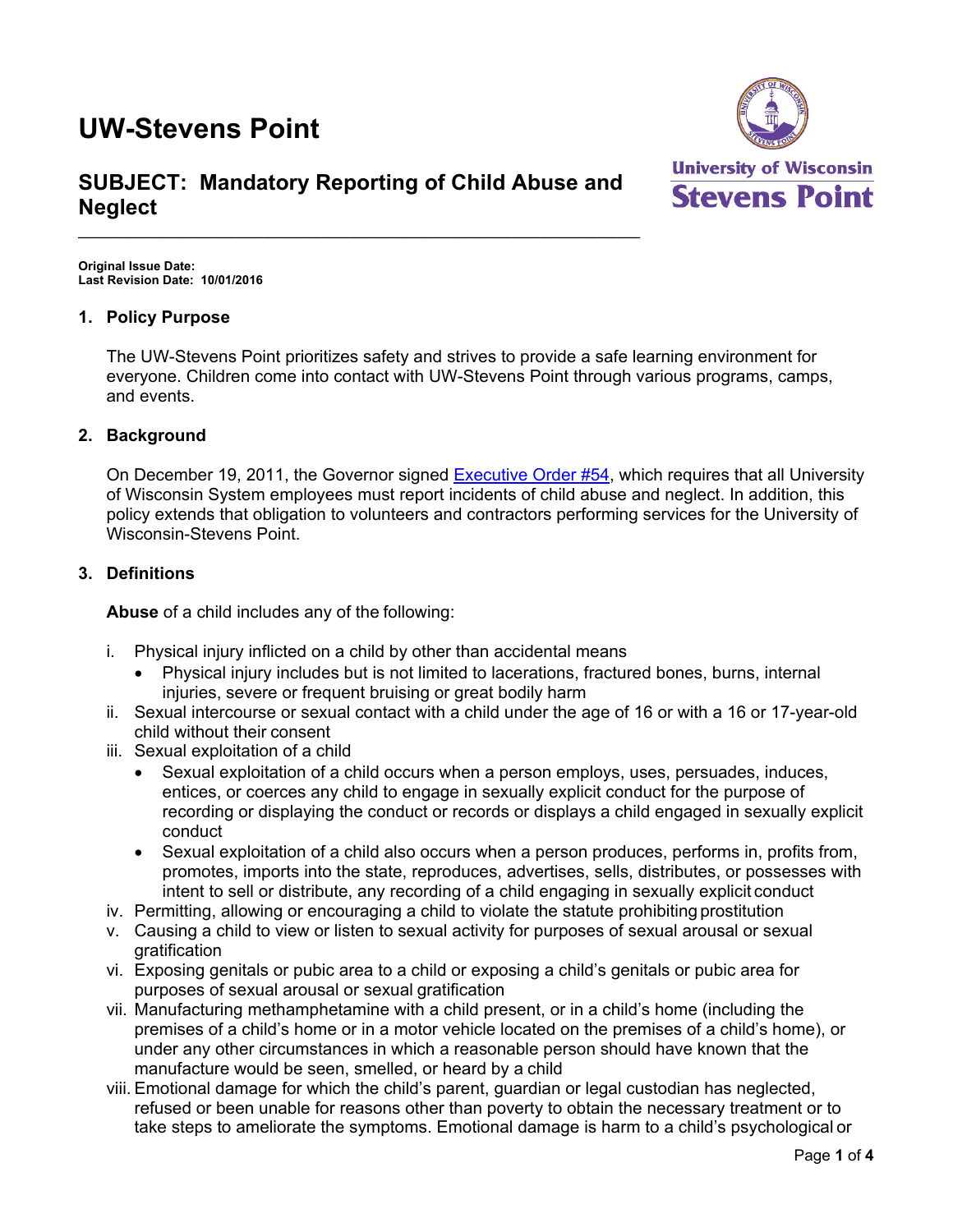# UW-Stevens Point

## SUBJECT: Mandatory Reporting of Child Abuse and Neglect

**Original Issue Date:**
**Last Revision Date: 10/01/2016**

### 1. Policy Purpose

The UW-Stevens Point prioritizes safety and strives to provide a safe learning environment for everyone. Children come into contact with UW-Stevens Point through various programs, camps, and events.

### 2. Background

On December 19, 2011, the Governor signed Executive Order #54, which requires that all University of Wisconsin System employees must report incidents of child abuse and neglect. In addition, this policy extends that obligation to volunteers and contractors performing services for the University of Wisconsin-Stevens Point.

### 3. Definitions

**Abuse** of a child includes any of the following:

i. Physical injury inflicted on a child by other than accidental means
   - Physical injury includes but is not limited to lacerations, fractured bones, burns, internal injuries, severe or frequent bruising or great bodily harm

ii. Sexual intercourse or sexual contact with a child under the age of 16 or with a 16 or 17-year-old child without their consent

iii. Sexual exploitation of a child
   - Sexual exploitation of a child occurs when a person employs, uses, persuades, induces, entices, or coerces any child to engage in sexually explicit conduct for the purpose of recording or displaying the conduct or records or displays a child engaged in sexually explicit conduct
   - Sexual exploitation of a child also occurs when a person produces, performs in, profits from, promotes, imports into the state, reproduces, advertises, sells, distributes, or possesses with intent to sell or distribute, any recording of a child engaging in sexually explicit conduct

iv. Permitting, allowing or encouraging a child to violate the statute prohibiting prostitution

v. Causing a child to view or listen to sexual activity for purposes of sexual arousal or sexual gratification

vi. Exposing genitals or pubic area to a child or exposing a child's genitals or pubic area for purposes of sexual arousal or sexual gratification

vii. Manufacturing methamphetamine with a child present, or in a child's home (including the premises of a child's home or in a motor vehicle located on the premises of a child's home), or under any other circumstances in which a reasonable person should have known that the manufacture would be seen, smelled, or heard by a child

viii. Emotional damage for which the child's parent, guardian or legal custodian has neglected, refused or been unable for reasons other than poverty to obtain the necessary treatment or to take steps to ameliorate the symptoms. Emotional damage is harm to a child's psychological or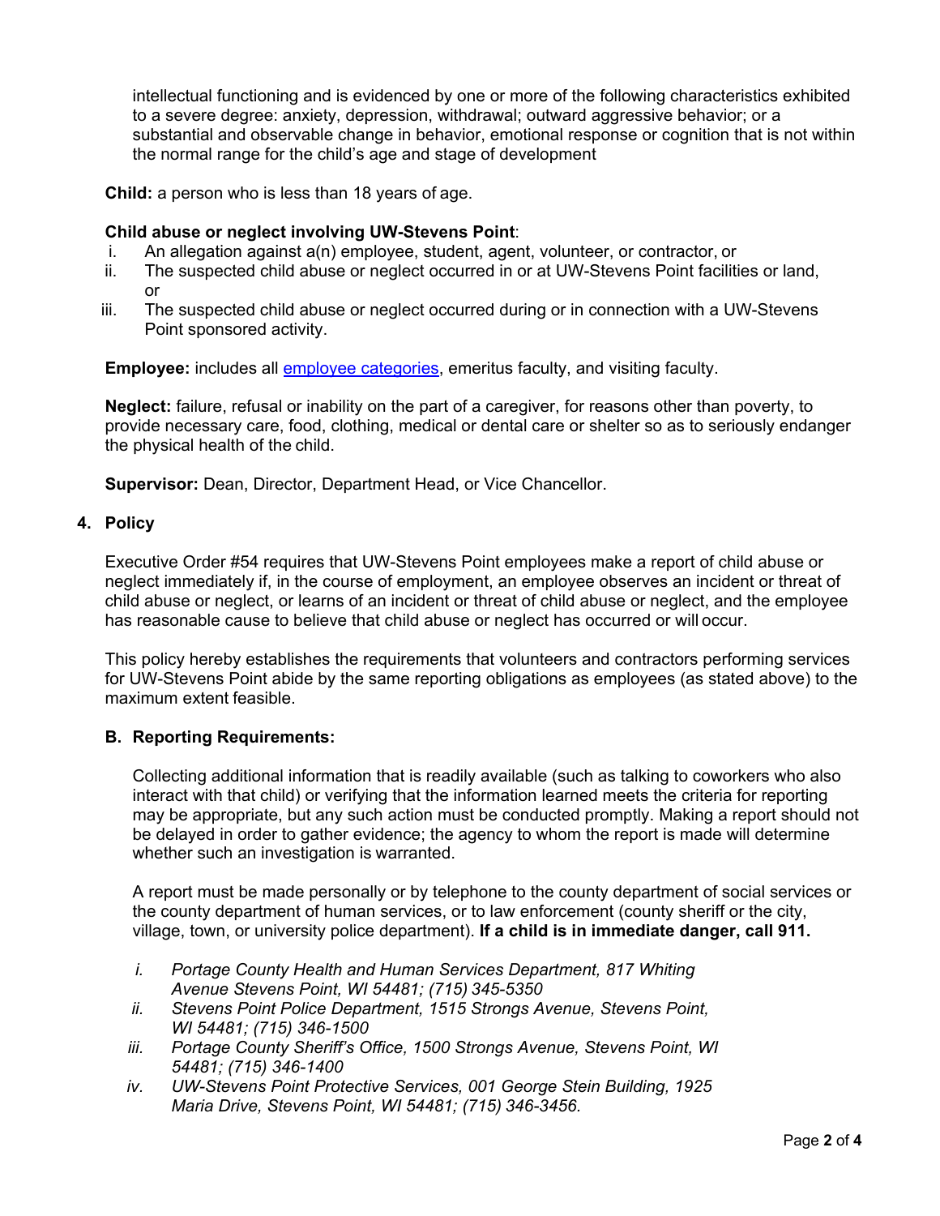intellectual functioning and is evidenced by one or more of the following characteristics exhibited to a severe degree: anxiety, depression, withdrawal; outward aggressive behavior; or a substantial and observable change in behavior, emotional response or cognition that is not within the normal range for the child's age and stage of development

**Child:** a person who is less than 18 years of age.

**Child abuse or neglect involving UW-Stevens Point**:

i. An allegation against a(n) employee, student, agent, volunteer, or contractor, or
ii. The suspected child abuse or neglect occurred in or at UW-Stevens Point facilities or land, or
iii. The suspected child abuse or neglect occurred during or in connection with a UW-Stevens Point sponsored activity.

**Employee:** includes all employee categories, emeritus faculty, and visiting faculty.

**Neglect:** failure, refusal or inability on the part of a caregiver, for reasons other than poverty, to provide necessary care, food, clothing, medical or dental care or shelter so as to seriously endanger the physical health of the child.

**Supervisor:** Dean, Director, Department Head, or Vice Chancellor.

## 4. Policy

Executive Order #54 requires that UW-Stevens Point employees make a report of child abuse or neglect immediately if, in the course of employment, an employee observes an incident or threat of child abuse or neglect, or learns of an incident or threat of child abuse or neglect, and the employee has reasonable cause to believe that child abuse or neglect has occurred or will occur.

This policy hereby establishes the requirements that volunteers and contractors performing services for UW-Stevens Point abide by the same reporting obligations as employees (as stated above) to the maximum extent feasible.

### B. Reporting Requirements:

Collecting additional information that is readily available (such as talking to coworkers who also interact with that child) or verifying that the information learned meets the criteria for reporting may be appropriate, but any such action must be conducted promptly. Making a report should not be delayed in order to gather evidence; the agency to whom the report is made will determine whether such an investigation is warranted.

A report must be made personally or by telephone to the county department of social services or the county department of human services, or to law enforcement (county sheriff or the city, village, town, or university police department). **If a child is in immediate danger, call 911.**

i. *Portage County Health and Human Services Department, 817 Whiting Avenue Stevens Point, WI 54481; (715) 345-5350*
ii. *Stevens Point Police Department, 1515 Strongs Avenue, Stevens Point, WI 54481; (715) 346-1500*
iii. *Portage County Sheriff's Office, 1500 Strongs Avenue, Stevens Point, WI 54481; (715) 346-1400*
iv. *UW-Stevens Point Protective Services, 001 George Stein Building, 1925 Maria Drive, Stevens Point, WI 54481; (715) 346-3456.*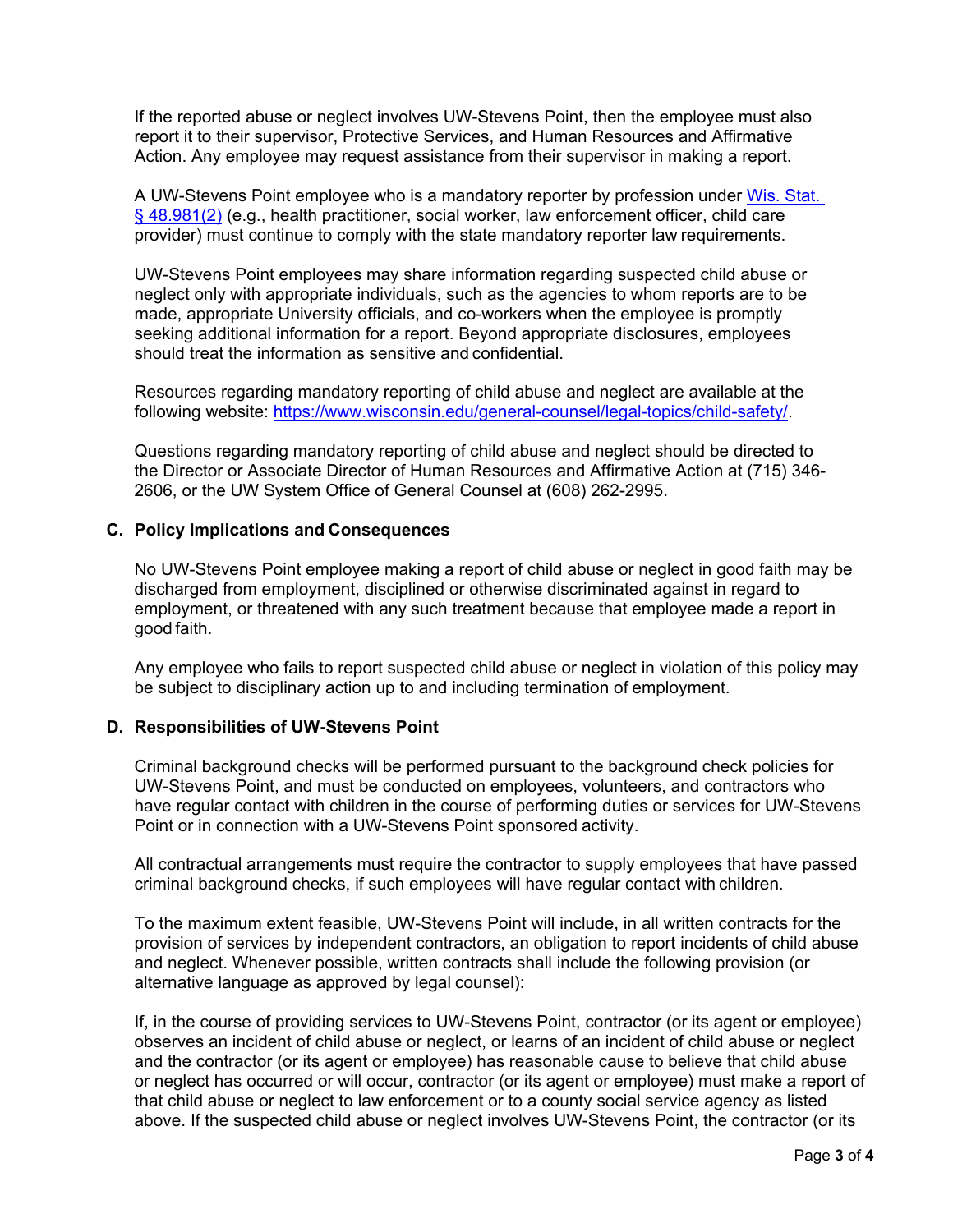If the reported abuse or neglect involves UW-Stevens Point, then the employee must also report it to their supervisor, Protective Services, and Human Resources and Affirmative Action. Any employee may request assistance from their supervisor in making a report.

A UW-Stevens Point employee who is a mandatory reporter by profession under [Wis. Stat. § 48.981(2)](#) (e.g., health practitioner, social worker, law enforcement officer, child care provider) must continue to comply with the state mandatory reporter law requirements.

UW-Stevens Point employees may share information regarding suspected child abuse or neglect only with appropriate individuals, such as the agencies to whom reports are to be made, appropriate University officials, and co-workers when the employee is promptly seeking additional information for a report. Beyond appropriate disclosures, employees should treat the information as sensitive and confidential.

Resources regarding mandatory reporting of child abuse and neglect are available at the following website: https://www.wisconsin.edu/general-counsel/legal-topics/child-safety/.

Questions regarding mandatory reporting of child abuse and neglect should be directed to the Director or Associate Director of Human Resources and Affirmative Action at (715) 346-2606, or the UW System Office of General Counsel at (608) 262-2995.

## C. Policy Implications and Consequences

No UW-Stevens Point employee making a report of child abuse or neglect in good faith may be discharged from employment, disciplined or otherwise discriminated against in regard to employment, or threatened with any such treatment because that employee made a report in good faith.

Any employee who fails to report suspected child abuse or neglect in violation of this policy may be subject to disciplinary action up to and including termination of employment.

## D. Responsibilities of UW-Stevens Point

Criminal background checks will be performed pursuant to the background check policies for UW-Stevens Point, and must be conducted on employees, volunteers, and contractors who have regular contact with children in the course of performing duties or services for UW-Stevens Point or in connection with a UW-Stevens Point sponsored activity.

All contractual arrangements must require the contractor to supply employees that have passed criminal background checks, if such employees will have regular contact with children.

To the maximum extent feasible, UW-Stevens Point will include, in all written contracts for the provision of services by independent contractors, an obligation to report incidents of child abuse and neglect. Whenever possible, written contracts shall include the following provision (or alternative language as approved by legal counsel):

If, in the course of providing services to UW-Stevens Point, contractor (or its agent or employee) observes an incident of child abuse or neglect, or learns of an incident of child abuse or neglect and the contractor (or its agent or employee) has reasonable cause to believe that child abuse or neglect has occurred or will occur, contractor (or its agent or employee) must make a report of that child abuse or neglect to law enforcement or to a county social service agency as listed above. If the suspected child abuse or neglect involves UW-Stevens Point, the contractor (or its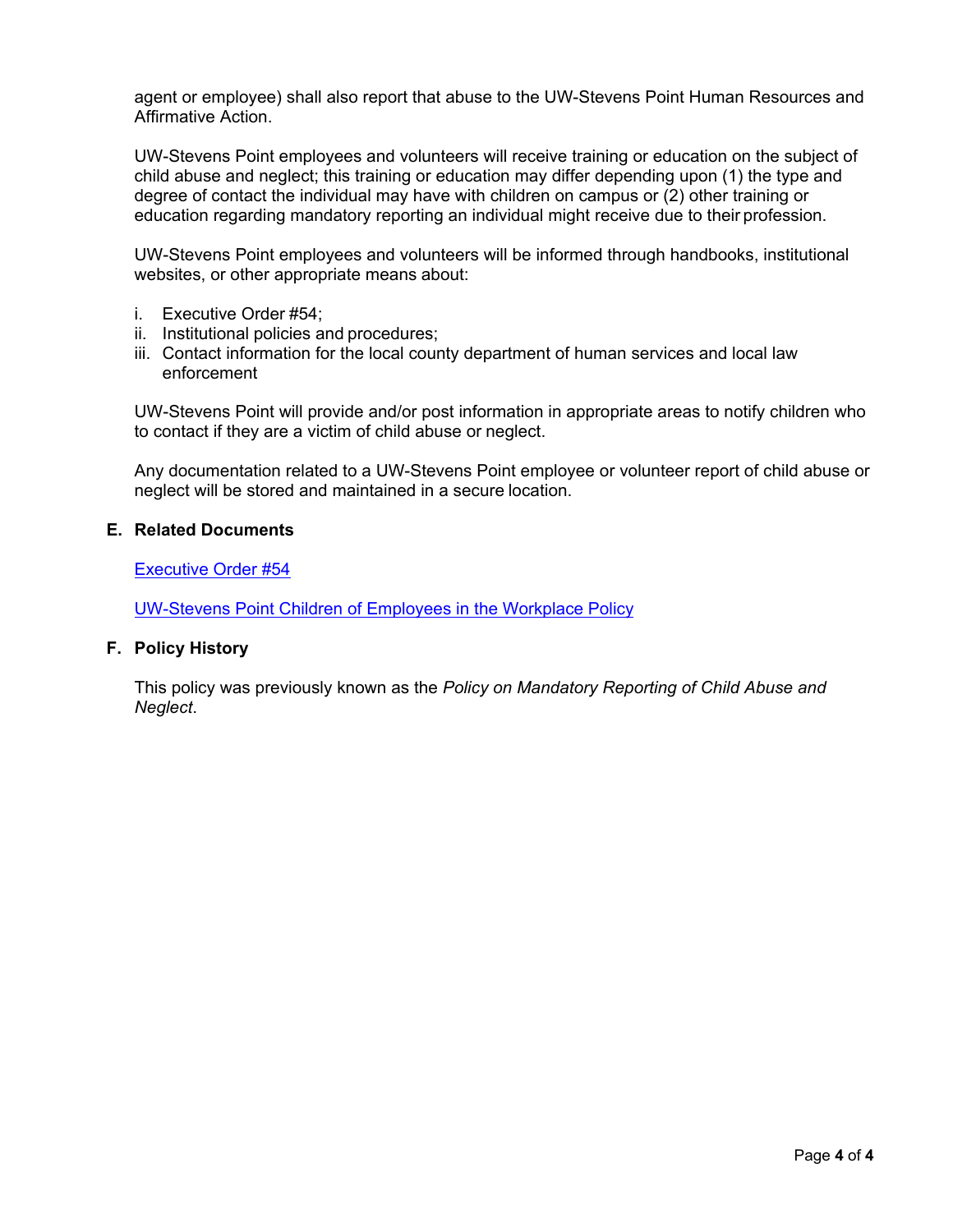agent or employee) shall also report that abuse to the UW-Stevens Point Human Resources and Affirmative Action.

UW-Stevens Point employees and volunteers will receive training or education on the subject of child abuse and neglect; this training or education may differ depending upon (1) the type and degree of contact the individual may have with children on campus or (2) other training or education regarding mandatory reporting an individual might receive due to their profession.

UW-Stevens Point employees and volunteers will be informed through handbooks, institutional websites, or other appropriate means about:

i. Executive Order #54;
ii. Institutional policies and procedures;
iii. Contact information for the local county department of human services and local law enforcement

UW-Stevens Point will provide and/or post information in appropriate areas to notify children who to contact if they are a victim of child abuse or neglect.

Any documentation related to a UW-Stevens Point employee or volunteer report of child abuse or neglect will be stored and maintained in a secure location.

## E. Related Documents

Executive Order #54

UW-Stevens Point Children of Employees in the Workplace Policy

## F. Policy History

This policy was previously known as the *Policy on Mandatory Reporting of Child Abuse and Neglect*.